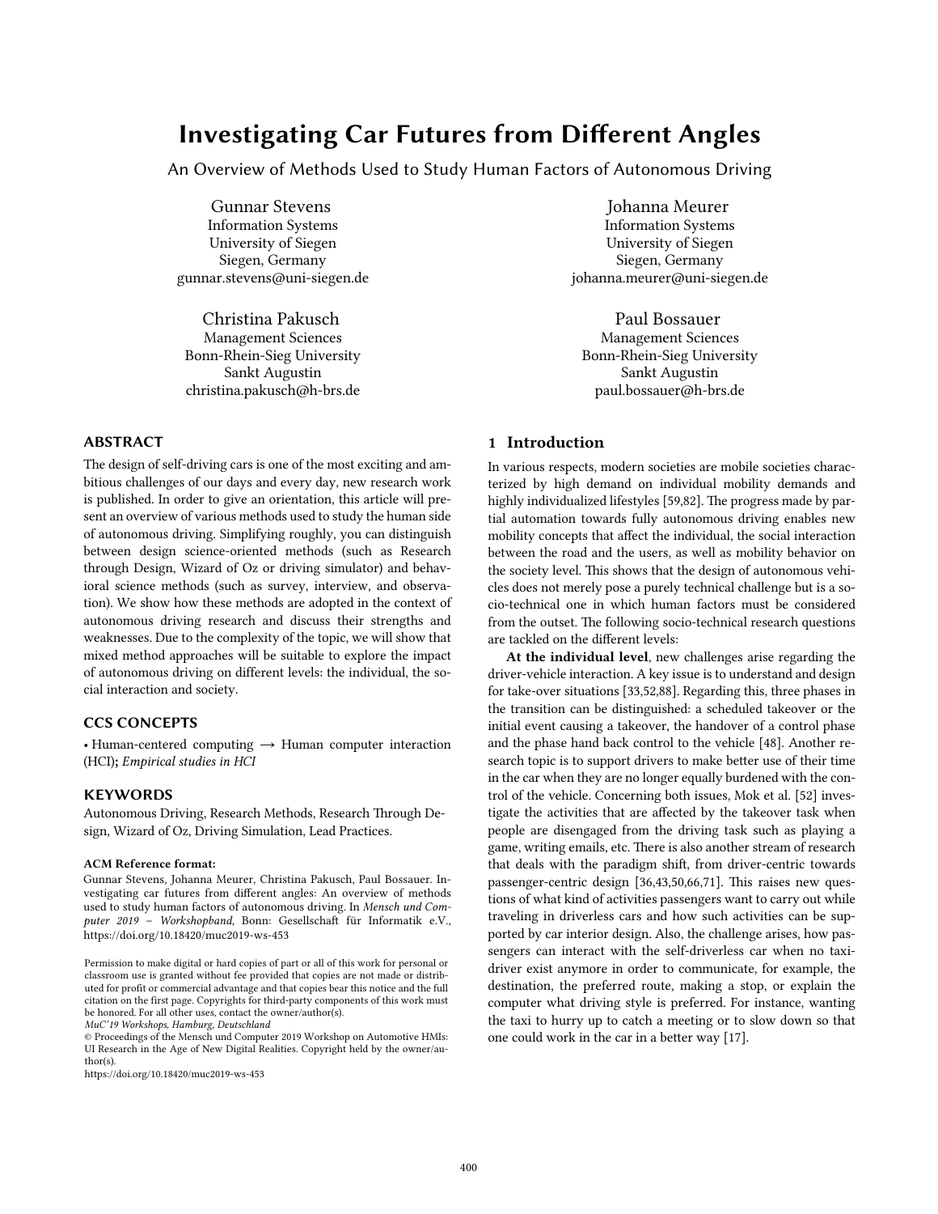# Investigating Car Futures from Different Angles

An Overview of Methods Used to Study Human Factors of Autonomous Driving

Gunnar Stevens
Information Systems
University of Siegen
Siegen, Germany
gunnar.stevens@uni-siegen.de

Johanna Meurer
Information Systems
University of Siegen
Siegen, Germany
johanna.meurer@uni-siegen.de

Christina Pakusch
Management Sciences
Bonn-Rhein-Sieg University
Sankt Augustin
christina.pakusch@h-brs.de

Paul Bossauer
Management Sciences
Bonn-Rhein-Sieg University
Sankt Augustin
paul.bossauer@h-brs.de

## ABSTRACT

The design of self-driving cars is one of the most exciting and ambitious challenges of our days and every day, new research work is published. In order to give an orientation, this article will present an overview of various methods used to study the human side of autonomous driving. Simplifying roughly, you can distinguish between design science-oriented methods (such as Research through Design, Wizard of Oz or driving simulator) and behavioral science methods (such as survey, interview, and observation). We show how these methods are adopted in the context of autonomous driving research and discuss their strengths and weaknesses. Due to the complexity of the topic, we will show that mixed method approaches will be suitable to explore the impact of autonomous driving on different levels: the individual, the social interaction and society.

## CCS CONCEPTS

• Human-centered computing → Human computer interaction (HCI)**;** *Empirical studies in HCI*

## KEYWORDS

Autonomous Driving, Research Methods, Research Through Design, Wizard of Oz, Driving Simulation, Lead Practices.

**ACM Reference format:**

Gunnar Stevens, Johanna Meurer, Christina Pakusch, Paul Bossauer. Investigating car futures from different angles: An overview of methods used to study human factors of autonomous driving. In *Mensch und Computer 2019 – Workshopband,* Bonn: Gesellschaft für Informatik e.V., https://doi.org/10.18420/muc2019-ws-453

Permission to make digital or hard copies of part or all of this work for personal or classroom use is granted without fee provided that copies are not made or distributed for profit or commercial advantage and that copies bear this notice and the full citation on the first page. Copyrights for third-party components of this work must be honored. For all other uses, contact the owner/author(s).
*MuC'19 Workshops, Hamburg, Deutschland*
© Proceedings of the Mensch und Computer 2019 Workshop on Automotive HMIs: UI Research in the Age of New Digital Realities. Copyright held by the owner/author(s).
https://doi.org/10.18420/muc2019-ws-453

## 1 Introduction

In various respects, modern societies are mobile societies characterized by high demand on individual mobility demands and highly individualized lifestyles [59,82]. The progress made by partial automation towards fully autonomous driving enables new mobility concepts that affect the individual, the social interaction between the road and the users, as well as mobility behavior on the society level. This shows that the design of autonomous vehicles does not merely pose a purely technical challenge but is a socio-technical one in which human factors must be considered from the outset. The following socio-technical research questions are tackled on the different levels:

**At the individual level**, new challenges arise regarding the driver-vehicle interaction. A key issue is to understand and design for take-over situations [33,52,88]. Regarding this, three phases in the transition can be distinguished: a scheduled takeover or the initial event causing a takeover, the handover of a control phase and the phase hand back control to the vehicle [48]. Another research topic is to support drivers to make better use of their time in the car when they are no longer equally burdened with the control of the vehicle. Concerning both issues, Mok et al. [52] investigate the activities that are affected by the takeover task when people are disengaged from the driving task such as playing a game, writing emails, etc. There is also another stream of research that deals with the paradigm shift, from driver-centric towards passenger-centric design [36,43,50,66,71]. This raises new questions of what kind of activities passengers want to carry out while traveling in driverless cars and how such activities can be supported by car interior design. Also, the challenge arises, how passengers can interact with the self-driverless car when no taxi-driver exist anymore in order to communicate, for example, the destination, the preferred route, making a stop, or explain the computer what driving style is preferred. For instance, wanting the taxi to hurry up to catch a meeting or to slow down so that one could work in the car in a better way [17].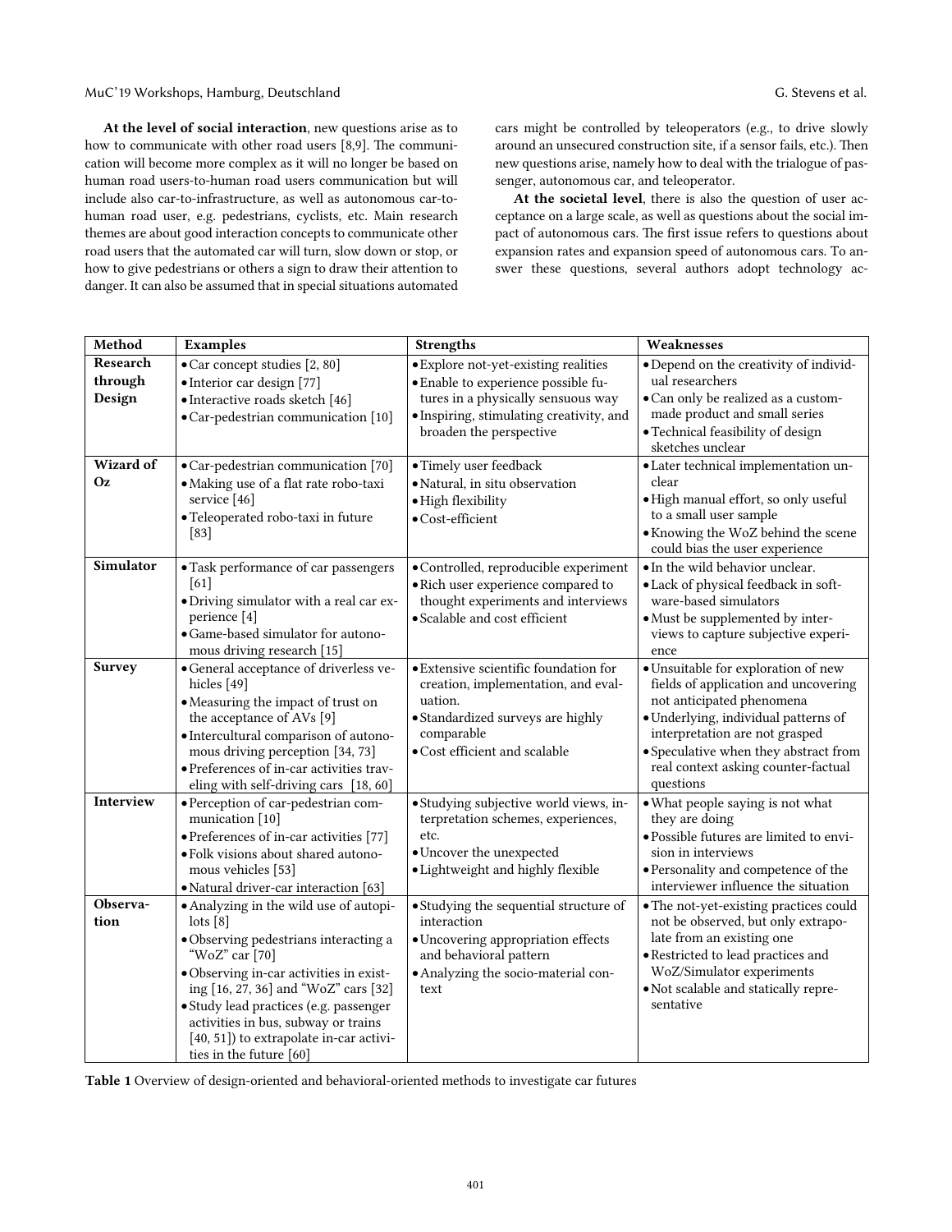**At the level of social interaction**, new questions arise as to how to communicate with other road users [8,9]. The communication will become more complex as it will no longer be based on human road users-to-human road users communication but will include also car-to-infrastructure, as well as autonomous car-to-human road user, e.g. pedestrians, cyclists, etc. Main research themes are about good interaction concepts to communicate other road users that the automated car will turn, slow down or stop, or how to give pedestrians or others a sign to draw their attention to danger. It can also be assumed that in special situations automated cars might be controlled by teleoperators (e.g., to drive slowly around an unsecured construction site, if a sensor fails, etc.). Then new questions arise, namely how to deal with the trialogue of passenger, autonomous car, and teleoperator.

**At the societal level**, there is also the question of user acceptance on a large scale, as well as questions about the social impact of autonomous cars. The first issue refers to questions about expansion rates and expansion speed of autonomous cars. To answer these questions, several authors adopt technology ac-

| Method | Examples | Strengths | Weaknesses |
|---|---|---|---|
| **Research through Design** | • Car concept studies [2, 80]<br>• Interior car design [77]<br>• Interactive roads sketch [46]<br>• Car-pedestrian communication [10] | • Explore not-yet-existing realities<br>• Enable to experience possible futures in a physically sensuous way<br>• Inspiring, stimulating creativity, and broaden the perspective | • Depend on the creativity of individual researchers<br>• Can only be realized as a custom-made product and small series<br>• Technical feasibility of design sketches unclear |
| **Wizard of Oz** | • Car-pedestrian communication [70]<br>• Making use of a flat rate robo-taxi service [46]<br>• Teleoperated robo-taxi in future [83] | • Timely user feedback<br>• Natural, in situ observation<br>• High flexibility<br>• Cost-efficient | • Later technical implementation unclear<br>• High manual effort, so only useful to a small user sample<br>• Knowing the WoZ behind the scene could bias the user experience |
| **Simulator** | • Task performance of car passengers [61]<br>• Driving simulator with a real car experience [4]<br>• Game-based simulator for autonomous driving research [15] | • Controlled, reproducible experiment<br>• Rich user experience compared to thought experiments and interviews<br>• Scalable and cost efficient | • In the wild behavior unclear.<br>• Lack of physical feedback in software-based simulators<br>• Must be supplemented by interviews to capture subjective experience |
| **Survey** | • General acceptance of driverless vehicles [49]<br>• Measuring the impact of trust on the acceptance of AVs [9]<br>• Intercultural comparison of autonomous driving perception [34, 73]<br>• Preferences of in-car activities traveling with self-driving cars [18, 60] | • Extensive scientific foundation for creation, implementation, and evaluation.<br>• Standardized surveys are highly comparable<br>• Cost efficient and scalable | • Unsuitable for exploration of new fields of application and uncovering not anticipated phenomena<br>• Underlying, individual patterns of interpretation are not grasped<br>• Speculative when they abstract from real context asking counter-factual questions |
| **Interview** | • Perception of car-pedestrian communication [10]<br>• Preferences of in-car activities [77]<br>• Folk visions about shared autonomous vehicles [53]<br>• Natural driver-car interaction [63] | • Studying subjective world views, interpretation schemes, experiences, etc.<br>• Uncover the unexpected<br>• Lightweight and highly flexible | • What people saying is not what they are doing<br>• Possible futures are limited to envision in interviews<br>• Personality and competence of the interviewer influence the situation |
| **Observation** | • Analyzing in the wild use of autopilots [8]<br>• Observing pedestrians interacting a "WoZ" car [70]<br>• Observing in-car activities in existing [16, 27, 36] and "WoZ" cars [32]<br>• Study lead practices (e.g. passenger activities in bus, subway or trains [40, 51]) to extrapolate in-car activities in the future [60] | • Studying the sequential structure of interaction<br>• Uncovering appropriation effects and behavioral pattern<br>• Analyzing the socio-material context | • The not-yet-existing practices could not be observed, but only extrapolate from an existing one<br>• Restricted to lead practices and WoZ/Simulator experiments<br>• Not scalable and statically representative |

**Table 1** Overview of design-oriented and behavioral-oriented methods to investigate car futures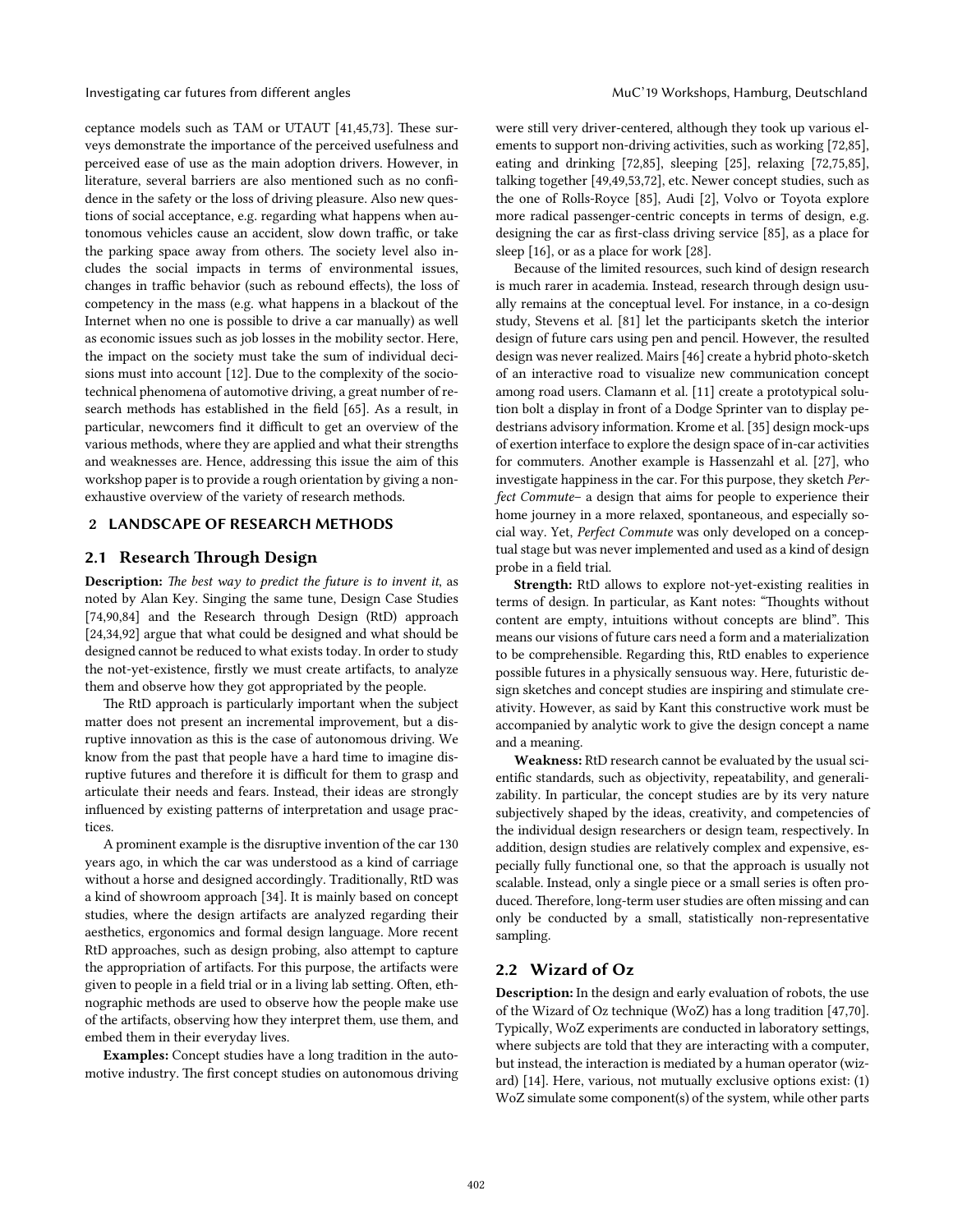ceptance models such as TAM or UTAUT [41,45,73]. These surveys demonstrate the importance of the perceived usefulness and perceived ease of use as the main adoption drivers. However, in literature, several barriers are also mentioned such as no confidence in the safety or the loss of driving pleasure. Also new questions of social acceptance, e.g. regarding what happens when autonomous vehicles cause an accident, slow down traffic, or take the parking space away from others. The society level also includes the social impacts in terms of environmental issues, changes in traffic behavior (such as rebound effects), the loss of competency in the mass (e.g. what happens in a blackout of the Internet when no one is possible to drive a car manually) as well as economic issues such as job losses in the mobility sector. Here, the impact on the society must take the sum of individual decisions must into account [12]. Due to the complexity of the socio-technical phenomena of automotive driving, a great number of research methods has established in the field [65]. As a result, in particular, newcomers find it difficult to get an overview of the various methods, where they are applied and what their strengths and weaknesses are. Hence, addressing this issue the aim of this workshop paper is to provide a rough orientation by giving a non-exhaustive overview of the variety of research methods.

## 2 LANDSCAPE OF RESEARCH METHODS

### 2.1 Research Through Design

**Description:** *The best way to predict the future is to invent it*, as noted by Alan Key. Singing the same tune, Design Case Studies [74,90,84] and the Research through Design (RtD) approach [24,34,92] argue that what could be designed and what should be designed cannot be reduced to what exists today. In order to study the not-yet-existence, firstly we must create artifacts, to analyze them and observe how they got appropriated by the people.

The RtD approach is particularly important when the subject matter does not present an incremental improvement, but a disruptive innovation as this is the case of autonomous driving. We know from the past that people have a hard time to imagine disruptive futures and therefore it is difficult for them to grasp and articulate their needs and fears. Instead, their ideas are strongly influenced by existing patterns of interpretation and usage practices.

A prominent example is the disruptive invention of the car 130 years ago, in which the car was understood as a kind of carriage without a horse and designed accordingly. Traditionally, RtD was a kind of showroom approach [34]. It is mainly based on concept studies, where the design artifacts are analyzed regarding their aesthetics, ergonomics and formal design language. More recent RtD approaches, such as design probing, also attempt to capture the appropriation of artifacts. For this purpose, the artifacts were given to people in a field trial or in a living lab setting. Often, ethnographic methods are used to observe how the people make use of the artifacts, observing how they interpret them, use them, and embed them in their everyday lives.

**Examples:** Concept studies have a long tradition in the automotive industry. The first concept studies on autonomous driving were still very driver-centered, although they took up various elements to support non-driving activities, such as working [72,85], eating and drinking [72,85], sleeping [25], relaxing [72,75,85], talking together [49,49,53,72], etc. Newer concept studies, such as the one of Rolls-Royce [85], Audi [2], Volvo or Toyota explore more radical passenger-centric concepts in terms of design, e.g. designing the car as first-class driving service [85], as a place for sleep [16], or as a place for work [28].

Because of the limited resources, such kind of design research is much rarer in academia. Instead, research through design usually remains at the conceptual level. For instance, in a co-design study, Stevens et al. [81] let the participants sketch the interior design of future cars using pen and pencil. However, the resulted design was never realized. Mairs [46] create a hybrid photo-sketch of an interactive road to visualize new communication concept among road users. Clamann et al. [11] create a prototypical solution bolt a display in front of a Dodge Sprinter van to display pedestrians advisory information. Krome et al. [35] design mock-ups of exertion interface to explore the design space of in-car activities for commuters. Another example is Hassenzahl et al. [27], who investigate happiness in the car. For this purpose, they sketch *Perfect Commute*– a design that aims for people to experience their home journey in a more relaxed, spontaneous, and especially social way. Yet, *Perfect Commute* was only developed on a conceptual stage but was never implemented and used as a kind of design probe in a field trial.

**Strength:** RtD allows to explore not-yet-existing realities in terms of design. In particular, as Kant notes: "Thoughts without content are empty, intuitions without concepts are blind". This means our visions of future cars need a form and a materialization to be comprehensible. Regarding this, RtD enables to experience possible futures in a physically sensuous way. Here, futuristic design sketches and concept studies are inspiring and stimulate creativity. However, as said by Kant this constructive work must be accompanied by analytic work to give the design concept a name and a meaning.

**Weakness:** RtD research cannot be evaluated by the usual scientific standards, such as objectivity, repeatability, and generalizability. In particular, the concept studies are by its very nature subjectively shaped by the ideas, creativity, and competencies of the individual design researchers or design team, respectively. In addition, design studies are relatively complex and expensive, especially fully functional one, so that the approach is usually not scalable. Instead, only a single piece or a small series is often produced. Therefore, long-term user studies are often missing and can only be conducted by a small, statistically non-representative sampling.

### 2.2 Wizard of Oz

**Description:** In the design and early evaluation of robots, the use of the Wizard of Oz technique (WoZ) has a long tradition [47,70]. Typically, WoZ experiments are conducted in laboratory settings, where subjects are told that they are interacting with a computer, but instead, the interaction is mediated by a human operator (wizard) [14]. Here, various, not mutually exclusive options exist: (1) WoZ simulate some component(s) of the system, while other parts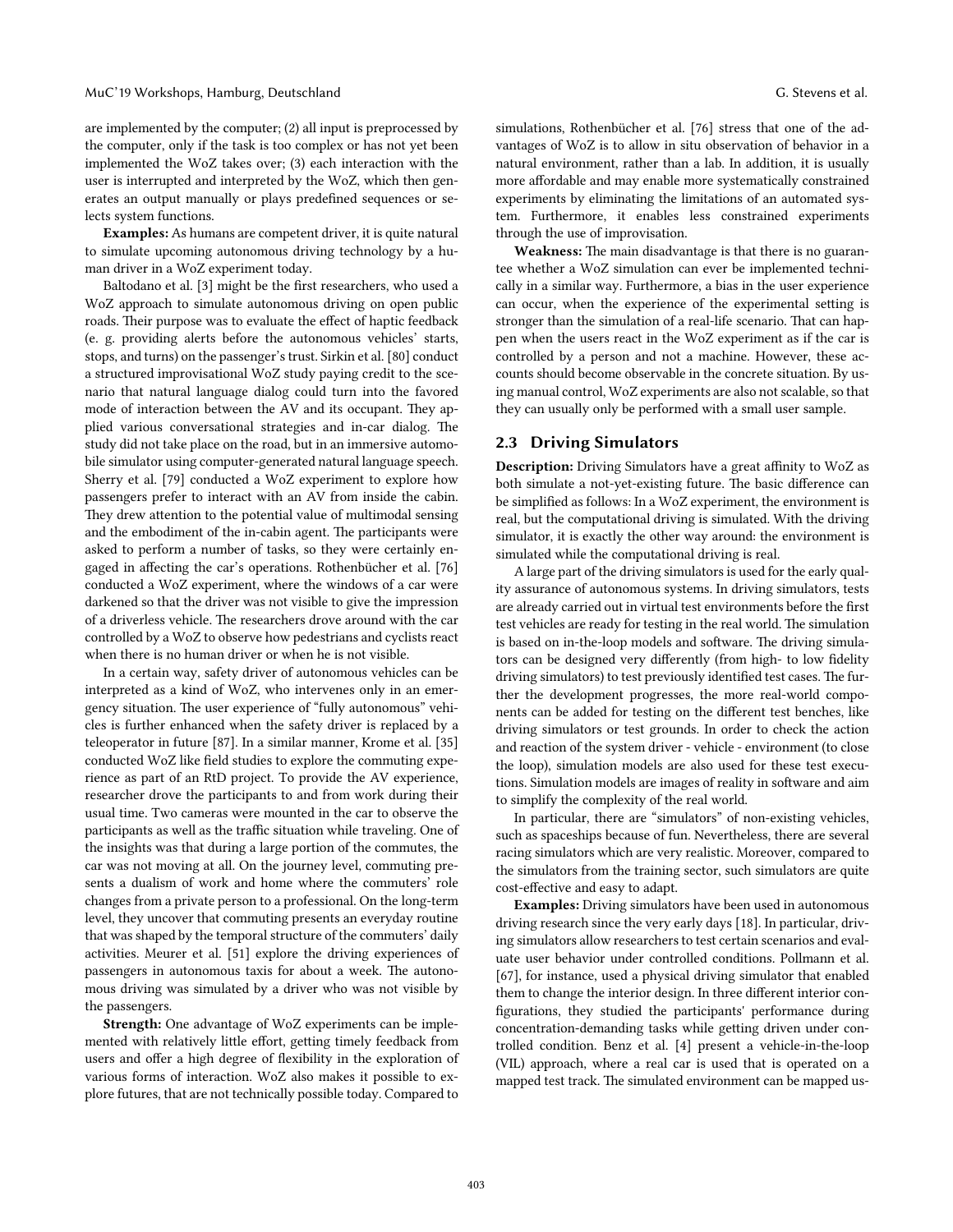are implemented by the computer; (2) all input is preprocessed by the computer, only if the task is too complex or has not yet been implemented the WoZ takes over; (3) each interaction with the user is interrupted and interpreted by the WoZ, which then generates an output manually or plays predefined sequences or selects system functions.

**Examples:** As humans are competent driver, it is quite natural to simulate upcoming autonomous driving technology by a human driver in a WoZ experiment today.

Baltodano et al. [3] might be the first researchers, who used a WoZ approach to simulate autonomous driving on open public roads. Their purpose was to evaluate the effect of haptic feedback (e. g. providing alerts before the autonomous vehicles' starts, stops, and turns) on the passenger's trust. Sirkin et al. [80] conduct a structured improvisational WoZ study paying credit to the scenario that natural language dialog could turn into the favored mode of interaction between the AV and its occupant. They applied various conversational strategies and in-car dialog. The study did not take place on the road, but in an immersive automobile simulator using computer-generated natural language speech. Sherry et al. [79] conducted a WoZ experiment to explore how passengers prefer to interact with an AV from inside the cabin. They drew attention to the potential value of multimodal sensing and the embodiment of the in-cabin agent. The participants were asked to perform a number of tasks, so they were certainly engaged in affecting the car's operations. Rothenbücher et al. [76] conducted a WoZ experiment, where the windows of a car were darkened so that the driver was not visible to give the impression of a driverless vehicle. The researchers drove around with the car controlled by a WoZ to observe how pedestrians and cyclists react when there is no human driver or when he is not visible.

In a certain way, safety driver of autonomous vehicles can be interpreted as a kind of WoZ, who intervenes only in an emergency situation. The user experience of "fully autonomous" vehicles is further enhanced when the safety driver is replaced by a teleoperator in future [87]. In a similar manner, Krome et al. [35] conducted WoZ like field studies to explore the commuting experience as part of an RtD project. To provide the AV experience, researcher drove the participants to and from work during their usual time. Two cameras were mounted in the car to observe the participants as well as the traffic situation while traveling. One of the insights was that during a large portion of the commutes, the car was not moving at all. On the journey level, commuting presents a dualism of work and home where the commuters' role changes from a private person to a professional. On the long-term level, they uncover that commuting presents an everyday routine that was shaped by the temporal structure of the commuters' daily activities. Meurer et al. [51] explore the driving experiences of passengers in autonomous taxis for about a week. The autonomous driving was simulated by a driver who was not visible by the passengers.

**Strength:** One advantage of WoZ experiments can be implemented with relatively little effort, getting timely feedback from users and offer a high degree of flexibility in the exploration of various forms of interaction. WoZ also makes it possible to explore futures, that are not technically possible today. Compared to simulations, Rothenbücher et al. [76] stress that one of the advantages of WoZ is to allow in situ observation of behavior in a natural environment, rather than a lab. In addition, it is usually more affordable and may enable more systematically constrained experiments by eliminating the limitations of an automated system. Furthermore, it enables less constrained experiments through the use of improvisation.

**Weakness:** The main disadvantage is that there is no guarantee whether a WoZ simulation can ever be implemented technically in a similar way. Furthermore, a bias in the user experience can occur, when the experience of the experimental setting is stronger than the simulation of a real-life scenario. That can happen when the users react in the WoZ experiment as if the car is controlled by a person and not a machine. However, these accounts should become observable in the concrete situation. By using manual control, WoZ experiments are also not scalable, so that they can usually only be performed with a small user sample.

## 2.3 Driving Simulators

**Description:** Driving Simulators have a great affinity to WoZ as both simulate a not-yet-existing future. The basic difference can be simplified as follows: In a WoZ experiment, the environment is real, but the computational driving is simulated. With the driving simulator, it is exactly the other way around: the environment is simulated while the computational driving is real.

A large part of the driving simulators is used for the early quality assurance of autonomous systems. In driving simulators, tests are already carried out in virtual test environments before the first test vehicles are ready for testing in the real world. The simulation is based on in-the-loop models and software. The driving simulators can be designed very differently (from high- to low fidelity driving simulators) to test previously identified test cases. The further the development progresses, the more real-world components can be added for testing on the different test benches, like driving simulators or test grounds. In order to check the action and reaction of the system driver - vehicle - environment (to close the loop), simulation models are also used for these test executions. Simulation models are images of reality in software and aim to simplify the complexity of the real world.

In particular, there are "simulators" of non-existing vehicles, such as spaceships because of fun. Nevertheless, there are several racing simulators which are very realistic. Moreover, compared to the simulators from the training sector, such simulators are quite cost-effective and easy to adapt.

**Examples:** Driving simulators have been used in autonomous driving research since the very early days [18]. In particular, driving simulators allow researchers to test certain scenarios and evaluate user behavior under controlled conditions. Pollmann et al. [67], for instance, used a physical driving simulator that enabled them to change the interior design. In three different interior configurations, they studied the participants' performance during concentration-demanding tasks while getting driven under controlled condition. Benz et al. [4] present a vehicle-in-the-loop (VIL) approach, where a real car is used that is operated on a mapped test track. The simulated environment can be mapped us-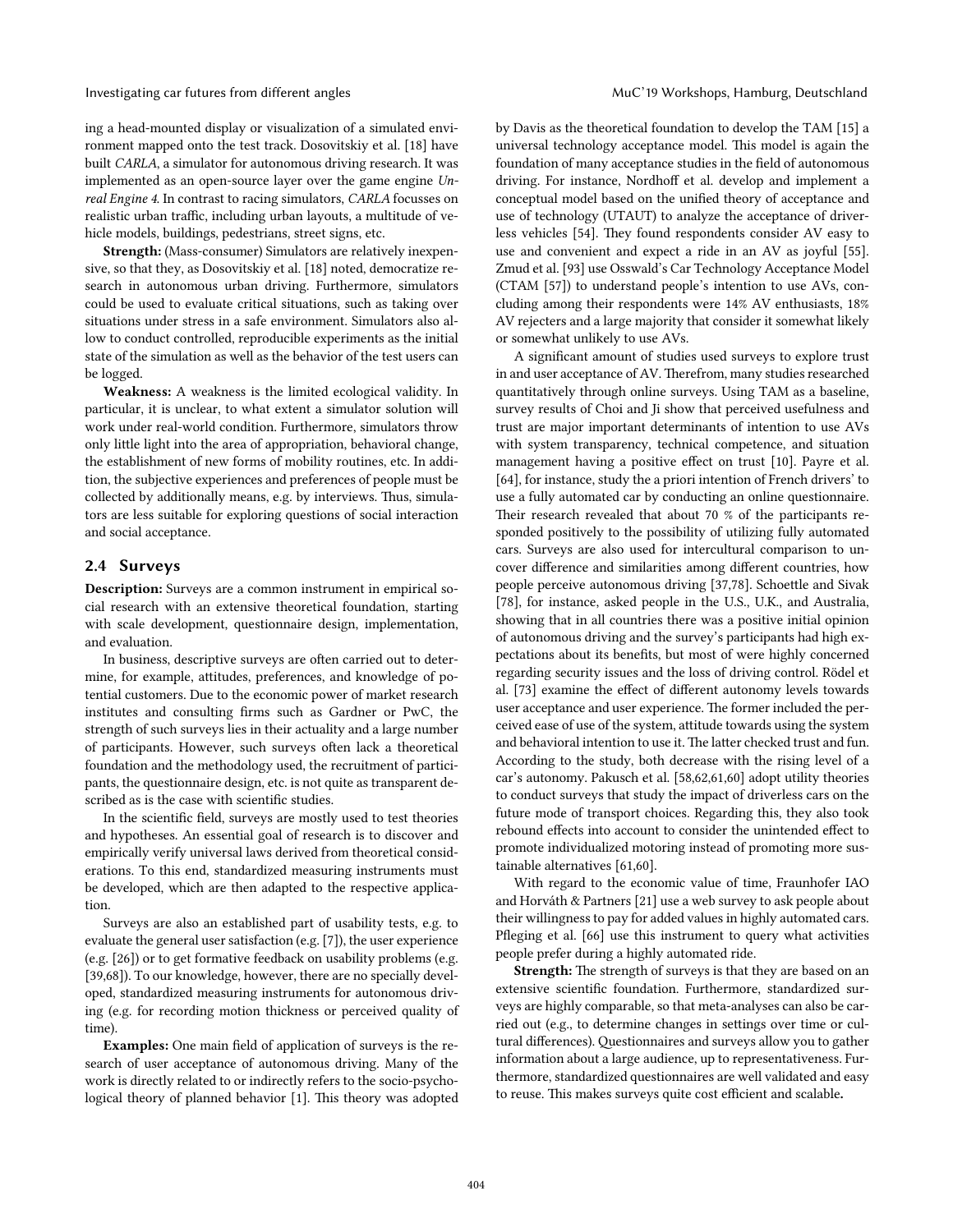ing a head-mounted display or visualization of a simulated environment mapped onto the test track. Dosovitskiy et al. [18] have built *CARLA*, a simulator for autonomous driving research. It was implemented as an open-source layer over the game engine *Unreal Engine 4*. In contrast to racing simulators, *CARLA* focusses on realistic urban traffic, including urban layouts, a multitude of vehicle models, buildings, pedestrians, street signs, etc.

**Strength:** (Mass-consumer) Simulators are relatively inexpensive, so that they, as Dosovitskiy et al. [18] noted, democratize research in autonomous urban driving. Furthermore, simulators could be used to evaluate critical situations, such as taking over situations under stress in a safe environment. Simulators also allow to conduct controlled, reproducible experiments as the initial state of the simulation as well as the behavior of the test users can be logged.

**Weakness:** A weakness is the limited ecological validity. In particular, it is unclear, to what extent a simulator solution will work under real-world condition. Furthermore, simulators throw only little light into the area of appropriation, behavioral change, the establishment of new forms of mobility routines, etc. In addition, the subjective experiences and preferences of people must be collected by additionally means, e.g. by interviews. Thus, simulators are less suitable for exploring questions of social interaction and social acceptance.

## 2.4 Surveys

**Description:** Surveys are a common instrument in empirical social research with an extensive theoretical foundation, starting with scale development, questionnaire design, implementation, and evaluation.

In business, descriptive surveys are often carried out to determine, for example, attitudes, preferences, and knowledge of potential customers. Due to the economic power of market research institutes and consulting firms such as Gardner or PwC, the strength of such surveys lies in their actuality and a large number of participants. However, such surveys often lack a theoretical foundation and the methodology used, the recruitment of participants, the questionnaire design, etc. is not quite as transparent described as is the case with scientific studies.

In the scientific field, surveys are mostly used to test theories and hypotheses. An essential goal of research is to discover and empirically verify universal laws derived from theoretical considerations. To this end, standardized measuring instruments must be developed, which are then adapted to the respective application.

Surveys are also an established part of usability tests, e.g. to evaluate the general user satisfaction (e.g. [7]), the user experience (e.g. [26]) or to get formative feedback on usability problems (e.g. [39,68]). To our knowledge, however, there are no specially developed, standardized measuring instruments for autonomous driving (e.g. for recording motion thickness or perceived quality of time).

**Examples:** One main field of application of surveys is the research of user acceptance of autonomous driving. Many of the work is directly related to or indirectly refers to the socio-psychological theory of planned behavior [1]. This theory was adopted by Davis as the theoretical foundation to develop the TAM [15] a universal technology acceptance model. This model is again the foundation of many acceptance studies in the field of autonomous driving. For instance, Nordhoff et al. develop and implement a conceptual model based on the unified theory of acceptance and use of technology (UTAUT) to analyze the acceptance of driverless vehicles [54]. They found respondents consider AV easy to use and convenient and expect a ride in an AV as joyful [55]. Zmud et al. [93] use Osswald's Car Technology Acceptance Model (CTAM [57]) to understand people's intention to use AVs, concluding among their respondents were 14% AV enthusiasts, 18% AV rejecters and a large majority that consider it somewhat likely or somewhat unlikely to use AVs.

A significant amount of studies used surveys to explore trust in and user acceptance of AV. Therefrom, many studies researched quantitatively through online surveys. Using TAM as a baseline, survey results of Choi and Ji show that perceived usefulness and trust are major important determinants of intention to use AVs with system transparency, technical competence, and situation management having a positive effect on trust [10]. Payre et al. [64], for instance, study the a priori intention of French drivers' to use a fully automated car by conducting an online questionnaire. Their research revealed that about 70 % of the participants responded positively to the possibility of utilizing fully automated cars. Surveys are also used for intercultural comparison to uncover difference and similarities among different countries, how people perceive autonomous driving [37,78]. Schoettle and Sivak [78], for instance, asked people in the U.S., U.K., and Australia, showing that in all countries there was a positive initial opinion of autonomous driving and the survey's participants had high expectations about its benefits, but most of were highly concerned regarding security issues and the loss of driving control. Rödel et al. [73] examine the effect of different autonomy levels towards user acceptance and user experience. The former included the perceived ease of use of the system, attitude towards using the system and behavioral intention to use it. The latter checked trust and fun. According to the study, both decrease with the rising level of a car's autonomy. Pakusch et al. [58,62,61,60] adopt utility theories to conduct surveys that study the impact of driverless cars on the future mode of transport choices. Regarding this, they also took rebound effects into account to consider the unintended effect to promote individualized motoring instead of promoting more sustainable alternatives [61,60].

With regard to the economic value of time, Fraunhofer IAO and Horváth & Partners [21] use a web survey to ask people about their willingness to pay for added values in highly automated cars. Pfleging et al. [66] use this instrument to query what activities people prefer during a highly automated ride.

**Strength:** The strength of surveys is that they are based on an extensive scientific foundation. Furthermore, standardized surveys are highly comparable, so that meta-analyses can also be carried out (e.g., to determine changes in settings over time or cultural differences). Questionnaires and surveys allow you to gather information about a large audience, up to representativeness. Furthermore, standardized questionnaires are well validated and easy to reuse. This makes surveys quite cost efficient and scalable.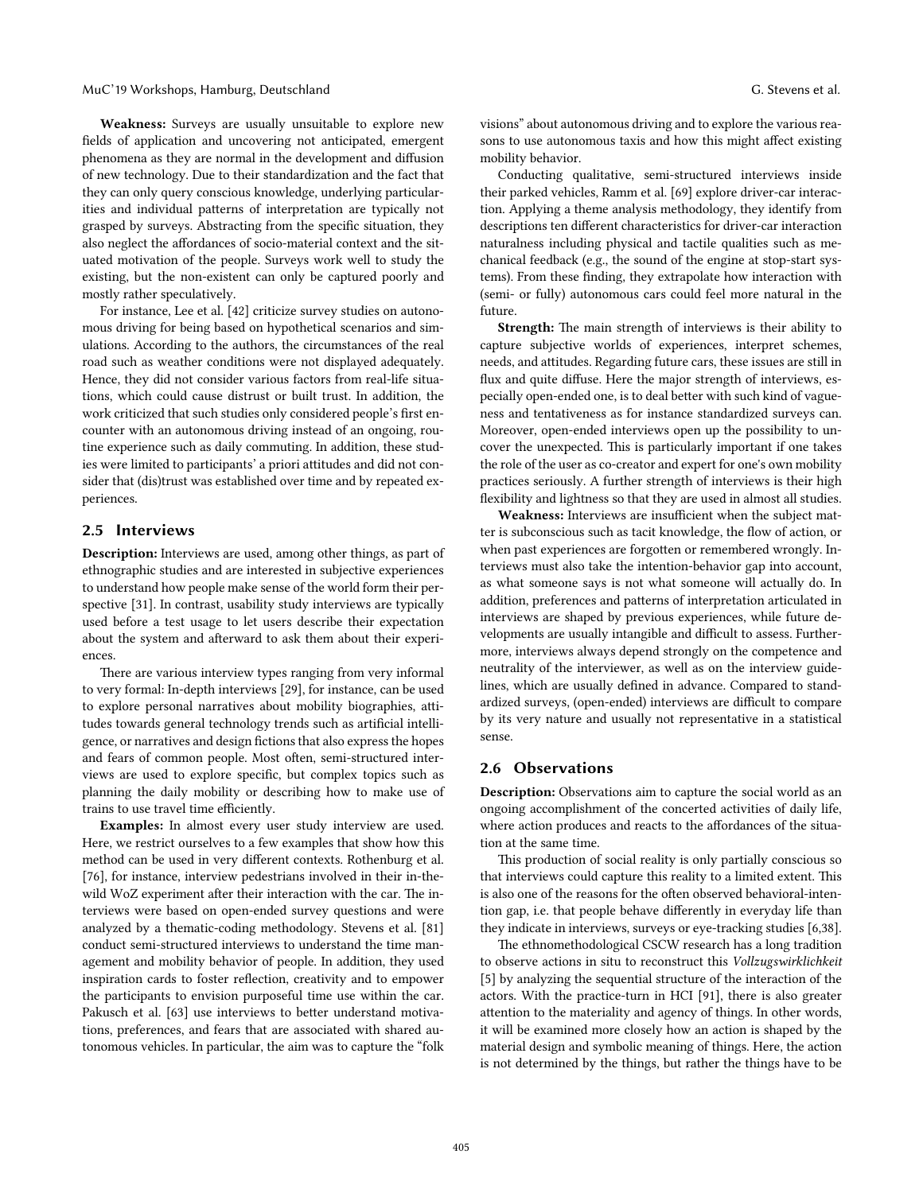**Weakness:** Surveys are usually unsuitable to explore new fields of application and uncovering not anticipated, emergent phenomena as they are normal in the development and diffusion of new technology. Due to their standardization and the fact that they can only query conscious knowledge, underlying particularities and individual patterns of interpretation are typically not grasped by surveys. Abstracting from the specific situation, they also neglect the affordances of socio-material context and the situated motivation of the people. Surveys work well to study the existing, but the non-existent can only be captured poorly and mostly rather speculatively.

For instance, Lee et al. [42] criticize survey studies on autonomous driving for being based on hypothetical scenarios and simulations. According to the authors, the circumstances of the real road such as weather conditions were not displayed adequately. Hence, they did not consider various factors from real-life situations, which could cause distrust or built trust. In addition, the work criticized that such studies only considered people's first encounter with an autonomous driving instead of an ongoing, routine experience such as daily commuting. In addition, these studies were limited to participants' a priori attitudes and did not consider that (dis)trust was established over time and by repeated experiences.

## 2.5 Interviews

**Description:** Interviews are used, among other things, as part of ethnographic studies and are interested in subjective experiences to understand how people make sense of the world form their perspective [31]. In contrast, usability study interviews are typically used before a test usage to let users describe their expectation about the system and afterward to ask them about their experiences.

There are various interview types ranging from very informal to very formal: In-depth interviews [29], for instance, can be used to explore personal narratives about mobility biographies, attitudes towards general technology trends such as artificial intelligence, or narratives and design fictions that also express the hopes and fears of common people. Most often, semi-structured interviews are used to explore specific, but complex topics such as planning the daily mobility or describing how to make use of trains to use travel time efficiently.

**Examples:** In almost every user study interview are used. Here, we restrict ourselves to a few examples that show how this method can be used in very different contexts. Rothenburg et al. [76], for instance, interview pedestrians involved in their in-the-wild WoZ experiment after their interaction with the car. The interviews were based on open-ended survey questions and were analyzed by a thematic-coding methodology. Stevens et al. [81] conduct semi-structured interviews to understand the time management and mobility behavior of people. In addition, they used inspiration cards to foster reflection, creativity and to empower the participants to envision purposeful time use within the car. Pakusch et al. [63] use interviews to better understand motivations, preferences, and fears that are associated with shared autonomous vehicles. In particular, the aim was to capture the "folk visions" about autonomous driving and to explore the various reasons to use autonomous taxis and how this might affect existing mobility behavior.

Conducting qualitative, semi-structured interviews inside their parked vehicles, Ramm et al. [69] explore driver-car interaction. Applying a theme analysis methodology, they identify from descriptions ten different characteristics for driver-car interaction naturalness including physical and tactile qualities such as mechanical feedback (e.g., the sound of the engine at stop-start systems). From these finding, they extrapolate how interaction with (semi- or fully) autonomous cars could feel more natural in the future.

**Strength:** The main strength of interviews is their ability to capture subjective worlds of experiences, interpret schemes, needs, and attitudes. Regarding future cars, these issues are still in flux and quite diffuse. Here the major strength of interviews, especially open-ended one, is to deal better with such kind of vagueness and tentativeness as for instance standardized surveys can. Moreover, open-ended interviews open up the possibility to uncover the unexpected. This is particularly important if one takes the role of the user as co-creator and expert for one's own mobility practices seriously. A further strength of interviews is their high flexibility and lightness so that they are used in almost all studies.

**Weakness:** Interviews are insufficient when the subject matter is subconscious such as tacit knowledge, the flow of action, or when past experiences are forgotten or remembered wrongly. Interviews must also take the intention-behavior gap into account, as what someone says is not what someone will actually do. In addition, preferences and patterns of interpretation articulated in interviews are shaped by previous experiences, while future developments are usually intangible and difficult to assess. Furthermore, interviews always depend strongly on the competence and neutrality of the interviewer, as well as on the interview guidelines, which are usually defined in advance. Compared to standardized surveys, (open-ended) interviews are difficult to compare by its very nature and usually not representative in a statistical sense.

## 2.6 Observations

**Description:** Observations aim to capture the social world as an ongoing accomplishment of the concerted activities of daily life, where action produces and reacts to the affordances of the situation at the same time.

This production of social reality is only partially conscious so that interviews could capture this reality to a limited extent. This is also one of the reasons for the often observed behavioral-intention gap, i.e. that people behave differently in everyday life than they indicate in interviews, surveys or eye-tracking studies [6,38].

The ethnomethodological CSCW research has a long tradition to observe actions in situ to reconstruct this *Vollzugswirklichkeit* [5] by analyzing the sequential structure of the interaction of the actors. With the practice-turn in HCI [91], there is also greater attention to the materiality and agency of things. In other words, it will be examined more closely how an action is shaped by the material design and symbolic meaning of things. Here, the action is not determined by the things, but rather the things have to be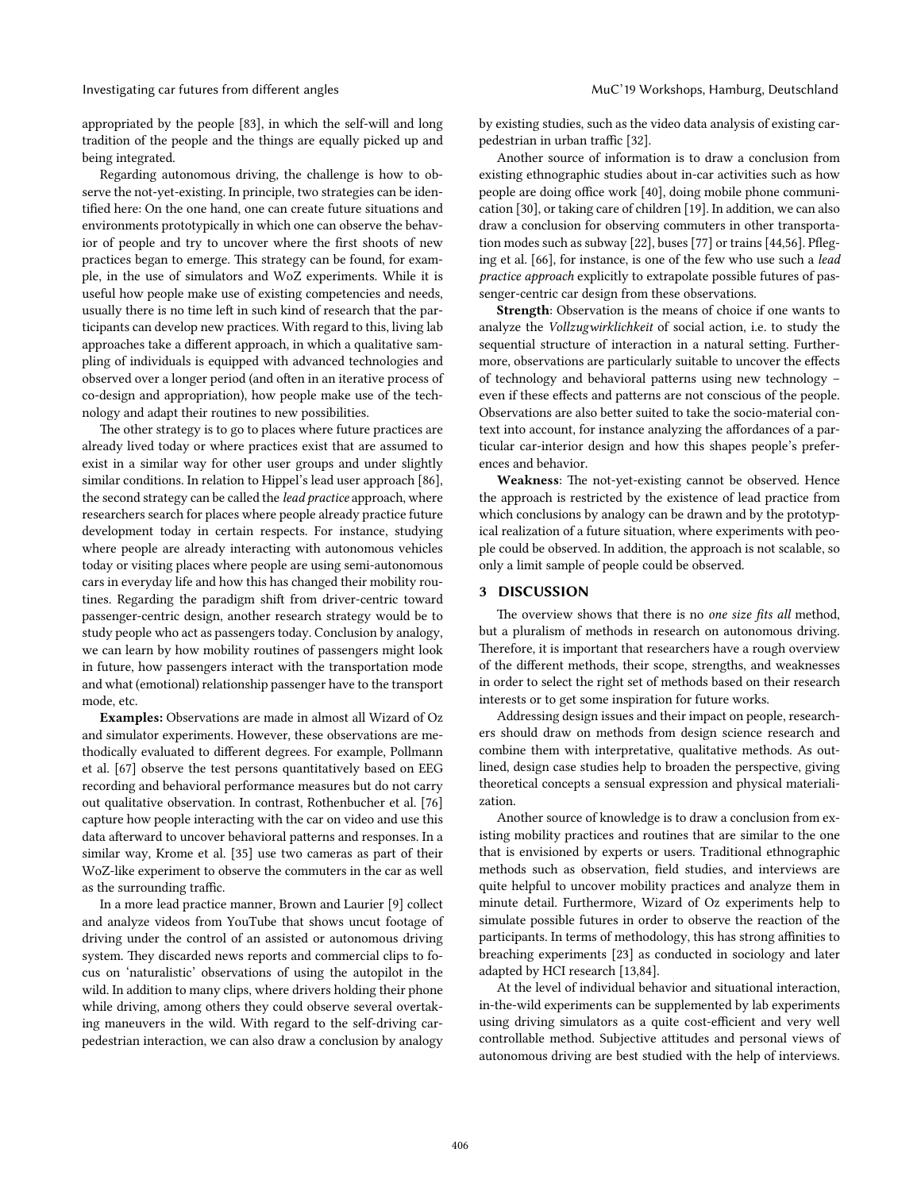appropriated by the people [83], in which the self-will and long tradition of the people and the things are equally picked up and being integrated.

Regarding autonomous driving, the challenge is how to observe the not-yet-existing. In principle, two strategies can be identified here: On the one hand, one can create future situations and environments prototypically in which one can observe the behavior of people and try to uncover where the first shoots of new practices began to emerge. This strategy can be found, for example, in the use of simulators and WoZ experiments. While it is useful how people make use of existing competencies and needs, usually there is no time left in such kind of research that the participants can develop new practices. With regard to this, living lab approaches take a different approach, in which a qualitative sampling of individuals is equipped with advanced technologies and observed over a longer period (and often in an iterative process of co-design and appropriation), how people make use of the technology and adapt their routines to new possibilities.

The other strategy is to go to places where future practices are already lived today or where practices exist that are assumed to exist in a similar way for other user groups and under slightly similar conditions. In relation to Hippel's lead user approach [86], the second strategy can be called the *lead practice* approach, where researchers search for places where people already practice future development today in certain respects. For instance, studying where people are already interacting with autonomous vehicles today or visiting places where people are using semi-autonomous cars in everyday life and how this has changed their mobility routines. Regarding the paradigm shift from driver-centric toward passenger-centric design, another research strategy would be to study people who act as passengers today. Conclusion by analogy, we can learn by how mobility routines of passengers might look in future, how passengers interact with the transportation mode and what (emotional) relationship passenger have to the transport mode, etc.

**Examples:** Observations are made in almost all Wizard of Oz and simulator experiments. However, these observations are methodically evaluated to different degrees. For example, Pollmann et al. [67] observe the test persons quantitatively based on EEG recording and behavioral performance measures but do not carry out qualitative observation. In contrast, Rothenbucher et al. [76] capture how people interacting with the car on video and use this data afterward to uncover behavioral patterns and responses. In a similar way, Krome et al. [35] use two cameras as part of their WoZ-like experiment to observe the commuters in the car as well as the surrounding traffic.

In a more lead practice manner, Brown and Laurier [9] collect and analyze videos from YouTube that shows uncut footage of driving under the control of an assisted or autonomous driving system. They discarded news reports and commercial clips to focus on 'naturalistic' observations of using the autopilot in the wild. In addition to many clips, where drivers holding their phone while driving, among others they could observe several overtaking maneuvers in the wild. With regard to the self-driving car-pedestrian interaction, we can also draw a conclusion by analogy by existing studies, such as the video data analysis of existing car-pedestrian in urban traffic [32].

Another source of information is to draw a conclusion from existing ethnographic studies about in-car activities such as how people are doing office work [40], doing mobile phone communication [30], or taking care of children [19]. In addition, we can also draw a conclusion for observing commuters in other transportation modes such as subway [22], buses [77] or trains [44,56]. Pfleging et al. [66], for instance, is one of the few who use such a *lead practice approach* explicitly to extrapolate possible futures of passenger-centric car design from these observations.

**Strength**: Observation is the means of choice if one wants to analyze the *Vollzugwirklichkeit* of social action, i.e. to study the sequential structure of interaction in a natural setting. Furthermore, observations are particularly suitable to uncover the effects of technology and behavioral patterns using new technology – even if these effects and patterns are not conscious of the people. Observations are also better suited to take the socio-material context into account, for instance analyzing the affordances of a particular car-interior design and how this shapes people's preferences and behavior.

**Weakness**: The not-yet-existing cannot be observed. Hence the approach is restricted by the existence of lead practice from which conclusions by analogy can be drawn and by the prototypical realization of a future situation, where experiments with people could be observed. In addition, the approach is not scalable, so only a limit sample of people could be observed.

## 3 DISCUSSION

The overview shows that there is no *one size fits all* method, but a pluralism of methods in research on autonomous driving. Therefore, it is important that researchers have a rough overview of the different methods, their scope, strengths, and weaknesses in order to select the right set of methods based on their research interests or to get some inspiration for future works.

Addressing design issues and their impact on people, researchers should draw on methods from design science research and combine them with interpretative, qualitative methods. As outlined, design case studies help to broaden the perspective, giving theoretical concepts a sensual expression and physical materialization.

Another source of knowledge is to draw a conclusion from existing mobility practices and routines that are similar to the one that is envisioned by experts or users. Traditional ethnographic methods such as observation, field studies, and interviews are quite helpful to uncover mobility practices and analyze them in minute detail. Furthermore, Wizard of Oz experiments help to simulate possible futures in order to observe the reaction of the participants. In terms of methodology, this has strong affinities to breaching experiments [23] as conducted in sociology and later adapted by HCI research [13,84].

At the level of individual behavior and situational interaction, in-the-wild experiments can be supplemented by lab experiments using driving simulators as a quite cost-efficient and very well controllable method. Subjective attitudes and personal views of autonomous driving are best studied with the help of interviews.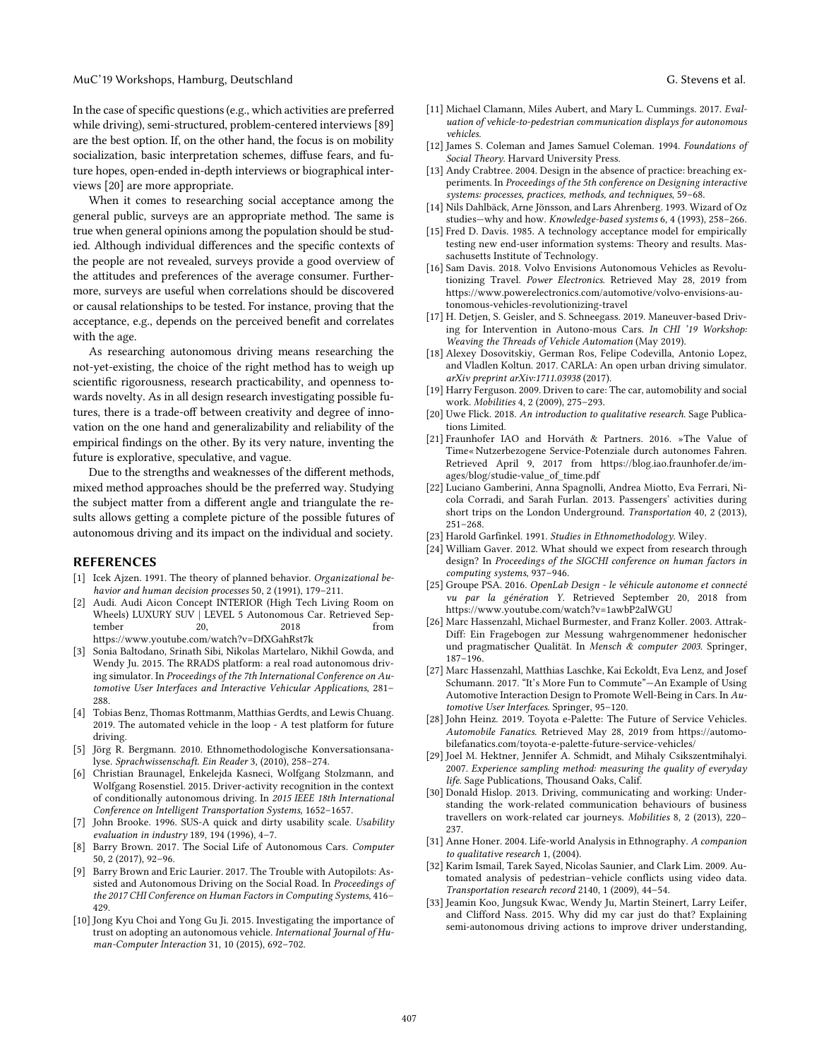In the case of specific questions (e.g., which activities are preferred while driving), semi-structured, problem-centered interviews [89] are the best option. If, on the other hand, the focus is on mobility socialization, basic interpretation schemes, diffuse fears, and future hopes, open-ended in-depth interviews or biographical interviews [20] are more appropriate.

When it comes to researching social acceptance among the general public, surveys are an appropriate method. The same is true when general opinions among the population should be studied. Although individual differences and the specific contexts of the people are not revealed, surveys provide a good overview of the attitudes and preferences of the average consumer. Furthermore, surveys are useful when correlations should be discovered or causal relationships to be tested. For instance, proving that the acceptance, e.g., depends on the perceived benefit and correlates with the age.

As researching autonomous driving means researching the not-yet-existing, the choice of the right method has to weigh up scientific rigorousness, research practicability, and openness towards novelty. As in all design research investigating possible futures, there is a trade-off between creativity and degree of innovation on the one hand and generalizability and reliability of the empirical findings on the other. By its very nature, inventing the future is explorative, speculative, and vague.

Due to the strengths and weaknesses of the different methods, mixed method approaches should be the preferred way. Studying the subject matter from a different angle and triangulate the results allows getting a complete picture of the possible futures of autonomous driving and its impact on the individual and society.

## REFERENCES

[1] Icek Ajzen. 1991. The theory of planned behavior. *Organizational behavior and human decision processes* 50, 2 (1991), 179–211.

[2] Audi. Audi Aicon Concept INTERIOR (High Tech Living Room on Wheels) LUXURY SUV | LEVEL 5 Autonomous Car. Retrieved September 20, 2018 from https://www.youtube.com/watch?v=DfXGahRst7k

[3] Sonia Baltodano, Srinath Sibi, Nikolas Martelaro, Nikhil Gowda, and Wendy Ju. 2015. The RRADS platform: a real road autonomous driving simulator. In *Proceedings of the 7th International Conference on Automotive User Interfaces and Interactive Vehicular Applications*, 281–288.

[4] Tobias Benz, Thomas Rottmanm, Matthias Gerdts, and Lewis Chuang. 2019. The automated vehicle in the loop - A test platform for future driving.

[5] Jörg R. Bergmann. 2010. Ethnomethodologische Konversationsanalyse. *Sprachwissenschaft. Ein Reader* 3, (2010), 258–274.

[6] Christian Braunagel, Enkelejda Kasneci, Wolfgang Stolzmann, and Wolfgang Rosenstiel. 2015. Driver-activity recognition in the context of conditionally autonomous driving. In *2015 IEEE 18th International Conference on Intelligent Transportation Systems*, 1652–1657.

[7] John Brooke. 1996. SUS-A quick and dirty usability scale. *Usability evaluation in industry* 189, 194 (1996), 4–7.

[8] Barry Brown. 2017. The Social Life of Autonomous Cars. *Computer* 50, 2 (2017), 92–96.

[9] Barry Brown and Eric Laurier. 2017. The Trouble with Autopilots: Assisted and Autonomous Driving on the Social Road. In *Proceedings of the 2017 CHI Conference on Human Factors in Computing Systems*, 416–429.

[10] Jong Kyu Choi and Yong Gu Ji. 2015. Investigating the importance of trust on adopting an autonomous vehicle. *International Journal of Human-Computer Interaction* 31, 10 (2015), 692–702.

[11] Michael Clamann, Miles Aubert, and Mary L. Cummings. 2017. *Evaluation of vehicle-to-pedestrian communication displays for autonomous vehicles*.

[12] James S. Coleman and James Samuel Coleman. 1994. *Foundations of Social Theory*. Harvard University Press.

[13] Andy Crabtree. 2004. Design in the absence of practice: breaching experiments. In *Proceedings of the 5th conference on Designing interactive systems: processes, practices, methods, and techniques*, 59–68.

[14] Nils Dahlbäck, Arne Jönsson, and Lars Ahrenberg. 1993. Wizard of Oz studies—why and how. *Knowledge-based systems* 6, 4 (1993), 258–266.

[15] Fred D. Davis. 1985. A technology acceptance model for empirically testing new end-user information systems: Theory and results. Massachusetts Institute of Technology.

[16] Sam Davis. 2018. Volvo Envisions Autonomous Vehicles as Revolutionizing Travel. *Power Electronics*. Retrieved May 28, 2019 from https://www.powerelectronics.com/automotive/volvo-envisions-autonomous-vehicles-revolutionizing-travel

[17] H. Detjen, S. Geisler, and S. Schneegass. 2019. Maneuver-based Driving for Intervention in Autono-mous Cars. *In CHI '19 Workshop: Weaving the Threads of Vehicle Automation* (May 2019).

[18] Alexey Dosovitskiy, German Ros, Felipe Codevilla, Antonio Lopez, and Vladlen Koltun. 2017. CARLA: An open urban driving simulator. *arXiv preprint arXiv:1711.03938* (2017).

[19] Harry Ferguson. 2009. Driven to care: The car, automobility and social work. *Mobilities* 4, 2 (2009), 275–293.

[20] Uwe Flick. 2018. *An introduction to qualitative research*. Sage Publications Limited.

[21] Fraunhofer IAO and Horváth & Partners. 2016. »The Value of Time« Nutzerbezogene Service-Potenziale durch autonomes Fahren. Retrieved April 9, 2017 from https://blog.iao.fraunhofer.de/images/blog/studie-value_of_time.pdf

[22] Luciano Gamberini, Anna Spagnolli, Andrea Miotto, Eva Ferrari, Nicola Corradi, and Sarah Furlan. 2013. Passengers' activities during short trips on the London Underground. *Transportation* 40, 2 (2013), 251–268.

[23] Harold Garfinkel. 1991. *Studies in Ethnomethodology*. Wiley.

[24] William Gaver. 2012. What should we expect from research through design? In *Proceedings of the SIGCHI conference on human factors in computing systems*, 937–946.

[25] Groupe PSA. 2016. *OpenLab Design - le véhicule autonome et connecté vu par la génération Y*. Retrieved September 20, 2018 from https://www.youtube.com/watch?v=1awbP2alWGU

[26] Marc Hassenzahl, Michael Burmester, and Franz Koller. 2003. AttrakDiff: Ein Fragebogen zur Messung wahrgenommener hedonischer und pragmatischer Qualität. In *Mensch & computer 2003*. Springer, 187–196.

[27] Marc Hassenzahl, Matthias Laschke, Kai Eckoldt, Eva Lenz, and Josef Schumann. 2017. "It's More Fun to Commute"—An Example of Using Automotive Interaction Design to Promote Well-Being in Cars. In *Automotive User Interfaces*. Springer, 95–120.

[28] John Heinz. 2019. Toyota e-Palette: The Future of Service Vehicles. *Automobile Fanatics*. Retrieved May 28, 2019 from https://automobilefanatics.com/toyota-e-palette-future-service-vehicles/

[29] Joel M. Hektner, Jennifer A. Schmidt, and Mihaly Csikszentmihalyi. 2007. *Experience sampling method: measuring the quality of everyday life*. Sage Publications, Thousand Oaks, Calif.

[30] Donald Hislop. 2013. Driving, communicating and working: Understanding the work-related communication behaviours of business travellers on work-related car journeys. *Mobilities* 8, 2 (2013), 220–237.

[31] Anne Honer. 2004. Life-world Analysis in Ethnography. *A companion to qualitative research* 1, (2004).

[32] Karim Ismail, Tarek Sayed, Nicolas Saunier, and Clark Lim. 2009. Automated analysis of pedestrian–vehicle conflicts using video data. *Transportation research record* 2140, 1 (2009), 44–54.

[33] Jeamin Koo, Jungsuk Kwac, Wendy Ju, Martin Steinert, Larry Leifer, and Clifford Nass. 2015. Why did my car just do that? Explaining semi-autonomous driving actions to improve driver understanding,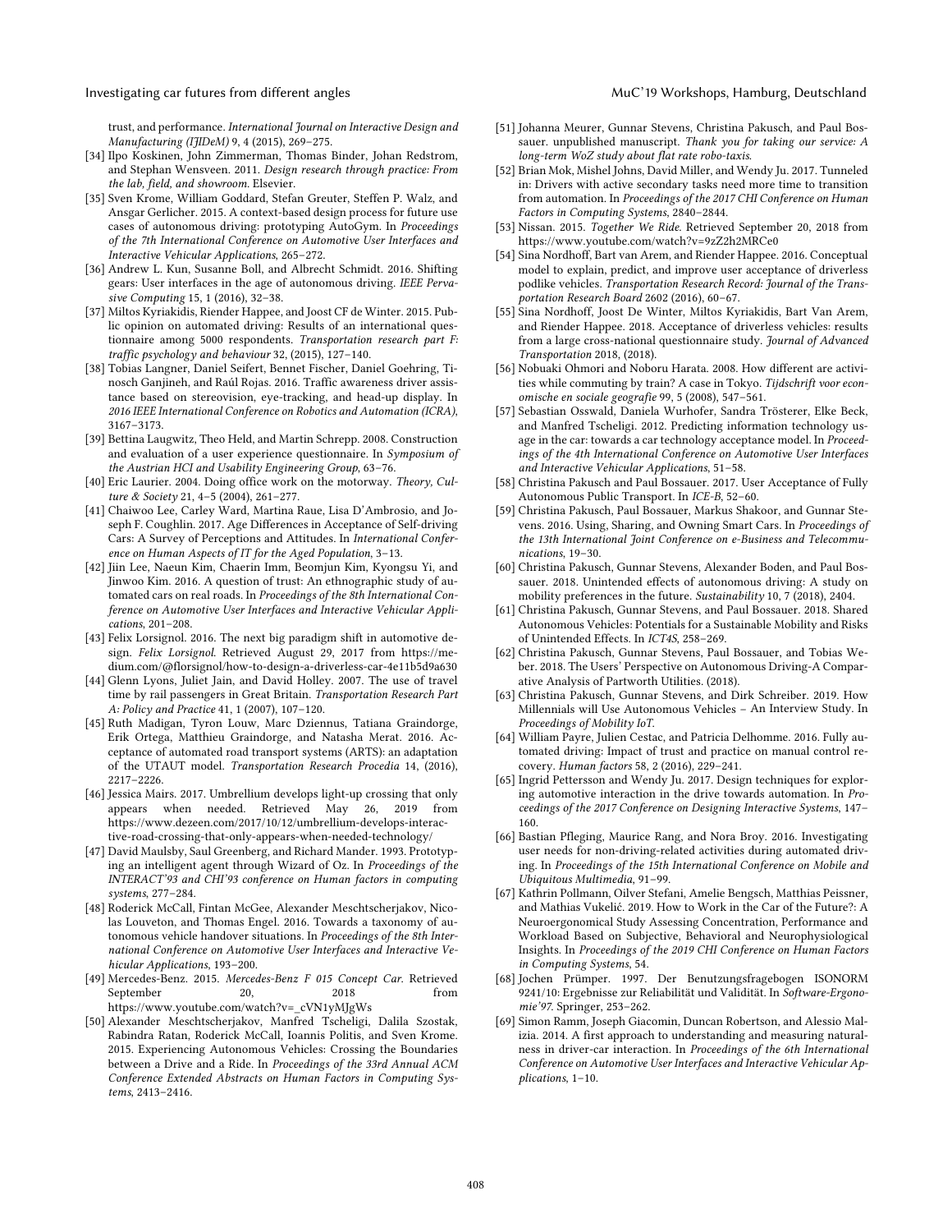trust, and performance. *International Journal on Interactive Design and Manufacturing (IJIDeM)* 9, 4 (2015), 269–275.

[34] Ilpo Koskinen, John Zimmerman, Thomas Binder, Johan Redstrom, and Stephan Wensveen. 2011. *Design research through practice: From the lab, field, and showroom.* Elsevier.

[35] Sven Krome, William Goddard, Stefan Greuter, Steffen P. Walz, and Ansgar Gerlicher. 2015. A context-based design process for future use cases of autonomous driving: prototyping AutoGym. In *Proceedings of the 7th International Conference on Automotive User Interfaces and Interactive Vehicular Applications*, 265–272.

[36] Andrew L. Kun, Susanne Boll, and Albrecht Schmidt. 2016. Shifting gears: User interfaces in the age of autonomous driving. *IEEE Pervasive Computing* 15, 1 (2016), 32–38.

[37] Miltos Kyriakidis, Riender Happee, and Joost CF de Winter. 2015. Public opinion on automated driving: Results of an international questionnaire among 5000 respondents. *Transportation research part F: traffic psychology and behaviour* 32, (2015), 127–140.

[38] Tobias Langner, Daniel Seifert, Bennet Fischer, Daniel Goehring, Tinosch Ganjineh, and Raúl Rojas. 2016. Traffic awareness driver assistance based on stereovision, eye-tracking, and head-up display. In *2016 IEEE International Conference on Robotics and Automation (ICRA)*, 3167–3173.

[39] Bettina Laugwitz, Theo Held, and Martin Schrepp. 2008. Construction and evaluation of a user experience questionnaire. In *Symposium of the Austrian HCI and Usability Engineering Group*, 63–76.

[40] Eric Laurier. 2004. Doing office work on the motorway. *Theory, Culture & Society* 21, 4–5 (2004), 261–277.

[41] Chaiwoo Lee, Carley Ward, Martina Raue, Lisa D'Ambrosio, and Joseph F. Coughlin. 2017. Age Differences in Acceptance of Self-driving Cars: A Survey of Perceptions and Attitudes. In *International Conference on Human Aspects of IT for the Aged Population*, 3–13.

[42] Jiin Lee, Naeun Kim, Chaerin Imm, Beomjun Kim, Kyongsu Yi, and Jinwoo Kim. 2016. A question of trust: An ethnographic study of automated cars on real roads. In *Proceedings of the 8th International Conference on Automotive User Interfaces and Interactive Vehicular Applications*, 201–208.

[43] Felix Lorsignol. 2016. The next big paradigm shift in automotive design. *Felix Lorsignol.* Retrieved August 29, 2017 from https://medium.com/@florsignol/how-to-design-a-driverless-car-4e11b5d9a630

[44] Glenn Lyons, Juliet Jain, and David Holley. 2007. The use of travel time by rail passengers in Great Britain. *Transportation Research Part A: Policy and Practice* 41, 1 (2007), 107–120.

[45] Ruth Madigan, Tyron Louw, Marc Dziennus, Tatiana Graindorge, Erik Ortega, Matthieu Graindorge, and Natasha Merat. 2016. Acceptance of automated road transport systems (ARTS): an adaptation of the UTAUT model. *Transportation Research Procedia* 14, (2016), 2217–2226.

[46] Jessica Mairs. 2017. Umbrellium develops light-up crossing that only appears when needed. Retrieved May 26, 2019 from https://www.dezeen.com/2017/10/12/umbrellium-develops-interactive-road-crossing-that-only-appears-when-needed-technology/

[47] David Maulsby, Saul Greenberg, and Richard Mander. 1993. Prototyping an intelligent agent through Wizard of Oz. In *Proceedings of the INTERACT'93 and CHI'93 conference on Human factors in computing systems*, 277–284.

[48] Roderick McCall, Fintan McGee, Alexander Meschtscherjakov, Nicolas Louveton, and Thomas Engel. 2016. Towards a taxonomy of autonomous vehicle handover situations. In *Proceedings of the 8th International Conference on Automotive User Interfaces and Interactive Vehicular Applications*, 193–200.

[49] Mercedes-Benz. 2015. *Mercedes-Benz F 015 Concept Car.* Retrieved September 20, 2018 from https://www.youtube.com/watch?v=_cVN1yMJgWs

[50] Alexander Meschtscherjakov, Manfred Tscheligi, Dalila Szostak, Rabindra Ratan, Roderick McCall, Ioannis Politis, and Sven Krome. 2015. Experiencing Autonomous Vehicles: Crossing the Boundaries between a Drive and a Ride. In *Proceedings of the 33rd Annual ACM Conference Extended Abstracts on Human Factors in Computing Systems*, 2413–2416.

[51] Johanna Meurer, Gunnar Stevens, Christina Pakusch, and Paul Bossauer. unpublished manuscript. *Thank you for taking our service: A long-term WoZ study about flat rate robo-taxis.*

[52] Brian Mok, Mishel Johns, David Miller, and Wendy Ju. 2017. Tunneled in: Drivers with active secondary tasks need more time to transition from automation. In *Proceedings of the 2017 CHI Conference on Human Factors in Computing Systems*, 2840–2844.

[53] Nissan. 2015. *Together We Ride.* Retrieved September 20, 2018 from https://www.youtube.com/watch?v=9zZ2h2MRCe0

[54] Sina Nordhoff, Bart van Arem, and Riender Happee. 2016. Conceptual model to explain, predict, and improve user acceptance of driverless podlike vehicles. *Transportation Research Record: Journal of the Transportation Research Board* 2602 (2016), 60–67.

[55] Sina Nordhoff, Joost De Winter, Miltos Kyriakidis, Bart Van Arem, and Riender Happee. 2018. Acceptance of driverless vehicles: results from a large cross-national questionnaire study. *Journal of Advanced Transportation* 2018, (2018).

[56] Nobuaki Ohmori and Noboru Harata. 2008. How different are activities while commuting by train? A case in Tokyo. *Tijdschrift voor economische en sociale geografie* 99, 5 (2008), 547–561.

[57] Sebastian Osswald, Daniela Wurhofer, Sandra Trösterer, Elke Beck, and Manfred Tscheligi. 2012. Predicting information technology usage in the car: towards a car technology acceptance model. In *Proceedings of the 4th International Conference on Automotive User Interfaces and Interactive Vehicular Applications*, 51–58.

[58] Christina Pakusch and Paul Bossauer. 2017. User Acceptance of Fully Autonomous Public Transport. In *ICE-B*, 52–60.

[59] Christina Pakusch, Paul Bossauer, Markus Shakoor, and Gunnar Stevens. 2016. Using, Sharing, and Owning Smart Cars. In *Proceedings of the 13th International Joint Conference on e-Business and Telecommunications*, 19–30.

[60] Christina Pakusch, Gunnar Stevens, Alexander Boden, and Paul Bossauer. 2018. Unintended effects of autonomous driving: A study on mobility preferences in the future. *Sustainability* 10, 7 (2018), 2404.

[61] Christina Pakusch, Gunnar Stevens, and Paul Bossauer. 2018. Shared Autonomous Vehicles: Potentials for a Sustainable Mobility and Risks of Unintended Effects. In *ICT4S*, 258–269.

[62] Christina Pakusch, Gunnar Stevens, Paul Bossauer, and Tobias Weber. 2018. The Users' Perspective on Autonomous Driving-A Comparative Analysis of Partworth Utilities. (2018).

[63] Christina Pakusch, Gunnar Stevens, and Dirk Schreiber. 2019. How Millennials will Use Autonomous Vehicles – An Interview Study. In *Proceedings of Mobility IoT.*

[64] William Payre, Julien Cestac, and Patricia Delhomme. 2016. Fully automated driving: Impact of trust and practice on manual control recovery. *Human factors* 58, 2 (2016), 229–241.

[65] Ingrid Pettersson and Wendy Ju. 2017. Design techniques for exploring automotive interaction in the drive towards automation. In *Proceedings of the 2017 Conference on Designing Interactive Systems*, 147–160.

[66] Bastian Pfleging, Maurice Rang, and Nora Broy. 2016. Investigating user needs for non-driving-related activities during automated driving. In *Proceedings of the 15th International Conference on Mobile and Ubiquitous Multimedia*, 91–99.

[67] Kathrin Pollmann, Oilver Stefani, Amelie Bengsch, Matthias Peissner, and Mathias Vukelić. 2019. How to Work in the Car of the Future?: A Neuroergonomical Study Assessing Concentration, Performance and Workload Based on Subjective, Behavioral and Neurophysiological Insights. In *Proceedings of the 2019 CHI Conference on Human Factors in Computing Systems*, 54.

[68] Jochen Prümper. 1997. Der Benutzungsfragebogen ISONORM 9241/10: Ergebnisse zur Reliabilität und Validität. In *Software-Ergonomie'97.* Springer, 253–262.

[69] Simon Ramm, Joseph Giacomin, Duncan Robertson, and Alessio Malizia. 2014. A first approach to understanding and measuring naturalness in driver-car interaction. In *Proceedings of the 6th International Conference on Automotive User Interfaces and Interactive Vehicular Applications*, 1–10.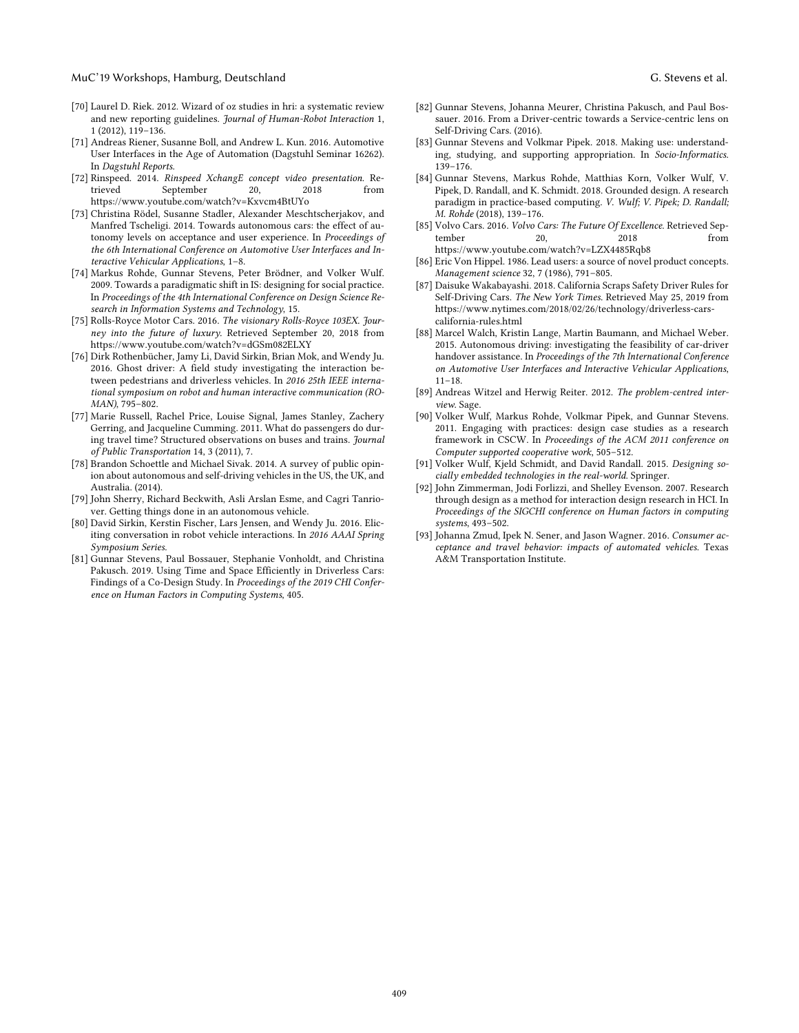[70] Laurel D. Riek. 2012. Wizard of oz studies in hri: a systematic review and new reporting guidelines. *Journal of Human-Robot Interaction* 1, 1 (2012), 119–136.

[71] Andreas Riener, Susanne Boll, and Andrew L. Kun. 2016. Automotive User Interfaces in the Age of Automation (Dagstuhl Seminar 16262). In *Dagstuhl Reports*.

[72] Rinspeed. 2014. *Rinspeed XchangE concept video presentation.* Retrieved September 20, 2018 from https://www.youtube.com/watch?v=Kxvcm4BtUYo

[73] Christina Rödel, Susanne Stadler, Alexander Meschtscherjakov, and Manfred Tscheligi. 2014. Towards autonomous cars: the effect of autonomy levels on acceptance and user experience. In *Proceedings of the 6th International Conference on Automotive User Interfaces and Interactive Vehicular Applications*, 1–8.

[74] Markus Rohde, Gunnar Stevens, Peter Brödner, and Volker Wulf. 2009. Towards a paradigmatic shift in IS: designing for social practice. In *Proceedings of the 4th International Conference on Design Science Research in Information Systems and Technology*, 15.

[75] Rolls-Royce Motor Cars. 2016. *The visionary Rolls-Royce 103EX. Journey into the future of luxury.* Retrieved September 20, 2018 from https://www.youtube.com/watch?v=dGSm082ELXY

[76] Dirk Rothenbücher, Jamy Li, David Sirkin, Brian Mok, and Wendy Ju. 2016. Ghost driver: A field study investigating the interaction between pedestrians and driverless vehicles. In *2016 25th IEEE international symposium on robot and human interactive communication (RO-MAN)*, 795–802.

[77] Marie Russell, Rachel Price, Louise Signal, James Stanley, Zachery Gerring, and Jacqueline Cumming. 2011. What do passengers do during travel time? Structured observations on buses and trains. *Journal of Public Transportation* 14, 3 (2011), 7.

[78] Brandon Schoettle and Michael Sivak. 2014. A survey of public opinion about autonomous and self-driving vehicles in the US, the UK, and Australia. (2014).

[79] John Sherry, Richard Beckwith, Asli Arslan Esme, and Cagri Tanriover. Getting things done in an autonomous vehicle.

[80] David Sirkin, Kerstin Fischer, Lars Jensen, and Wendy Ju. 2016. Eliciting conversation in robot vehicle interactions. In *2016 AAAI Spring Symposium Series*.

[81] Gunnar Stevens, Paul Bossauer, Stephanie Vonholdt, and Christina Pakusch. 2019. Using Time and Space Efficiently in Driverless Cars: Findings of a Co-Design Study. In *Proceedings of the 2019 CHI Conference on Human Factors in Computing Systems*, 405.

[82] Gunnar Stevens, Johanna Meurer, Christina Pakusch, and Paul Bossauer. 2016. From a Driver-centric towards a Service-centric lens on Self-Driving Cars. (2016).

[83] Gunnar Stevens and Volkmar Pipek. 2018. Making use: understanding, studying, and supporting appropriation. In *Socio-Informatics*. 139–176.

[84] Gunnar Stevens, Markus Rohde, Matthias Korn, Volker Wulf, V. Pipek, D. Randall, and K. Schmidt. 2018. Grounded design. A research paradigm in practice-based computing. *V. Wulf; V. Pipek; D. Randall; M. Rohde* (2018), 139–176.

[85] Volvo Cars. 2016. *Volvo Cars: The Future Of Excellence.* Retrieved September 20, 2018 from https://www.youtube.com/watch?v=LZX4485Rqb8

[86] Eric Von Hippel. 1986. Lead users: a source of novel product concepts. *Management science* 32, 7 (1986), 791–805.

[87] Daisuke Wakabayashi. 2018. California Scraps Safety Driver Rules for Self-Driving Cars. *The New York Times.* Retrieved May 25, 2019 from https://www.nytimes.com/2018/02/26/technology/driverless-cars-california-rules.html

[88] Marcel Walch, Kristin Lange, Martin Baumann, and Michael Weber. 2015. Autonomous driving: investigating the feasibility of car-driver handover assistance. In *Proceedings of the 7th International Conference on Automotive User Interfaces and Interactive Vehicular Applications*, 11–18.

[89] Andreas Witzel and Herwig Reiter. 2012. *The problem-centred interview.* Sage.

[90] Volker Wulf, Markus Rohde, Volkmar Pipek, and Gunnar Stevens. 2011. Engaging with practices: design case studies as a research framework in CSCW. In *Proceedings of the ACM 2011 conference on Computer supported cooperative work*, 505–512.

[91] Volker Wulf, Kjeld Schmidt, and David Randall. 2015. *Designing socially embedded technologies in the real-world.* Springer.

[92] John Zimmerman, Jodi Forlizzi, and Shelley Evenson. 2007. Research through design as a method for interaction design research in HCI. In *Proceedings of the SIGCHI conference on Human factors in computing systems*, 493–502.

[93] Johanna Zmud, Ipek N. Sener, and Jason Wagner. 2016. *Consumer acceptance and travel behavior: impacts of automated vehicles.* Texas A&M Transportation Institute.